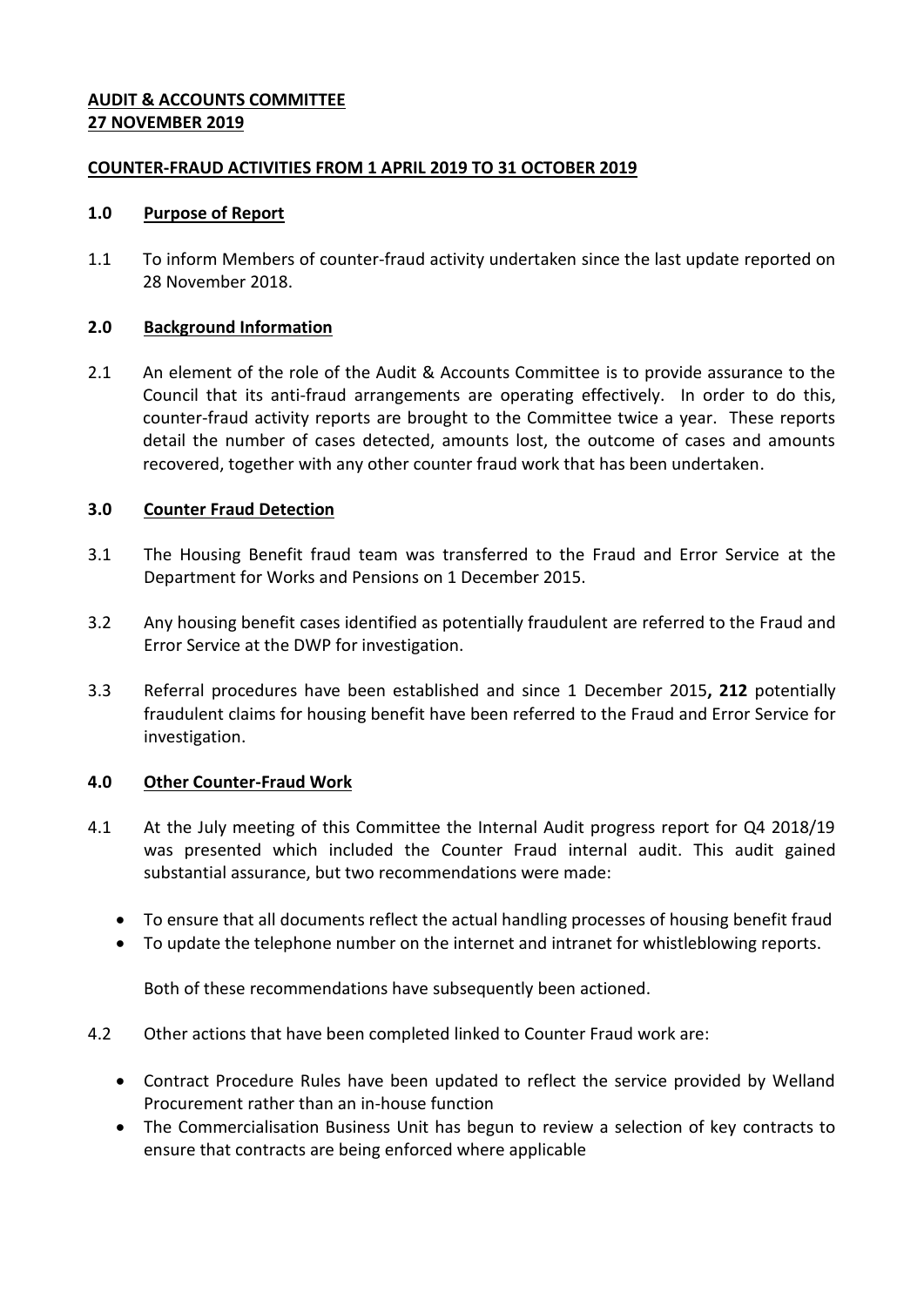**AUDIT & ACCOUNTS COMMITTEE**
**27 NOVEMBER 2019**

**COUNTER-FRAUD ACTIVITIES FROM 1 APRIL 2019 TO 31 OCTOBER 2019**

## 1.0 Purpose of Report

1.1 To inform Members of counter-fraud activity undertaken since the last update reported on 28 November 2018.

## 2.0 Background Information

2.1 An element of the role of the Audit & Accounts Committee is to provide assurance to the Council that its anti-fraud arrangements are operating effectively. In order to do this, counter-fraud activity reports are brought to the Committee twice a year. These reports detail the number of cases detected, amounts lost, the outcome of cases and amounts recovered, together with any other counter fraud work that has been undertaken.

## 3.0 Counter Fraud Detection

3.1 The Housing Benefit fraud team was transferred to the Fraud and Error Service at the Department for Works and Pensions on 1 December 2015.

3.2 Any housing benefit cases identified as potentially fraudulent are referred to the Fraud and Error Service at the DWP for investigation.

3.3 Referral procedures have been established and since 1 December 2015**, 212** potentially fraudulent claims for housing benefit have been referred to the Fraud and Error Service for investigation.

## 4.0 Other Counter-Fraud Work

4.1 At the July meeting of this Committee the Internal Audit progress report for Q4 2018/19 was presented which included the Counter Fraud internal audit. This audit gained substantial assurance, but two recommendations were made:

- To ensure that all documents reflect the actual handling processes of housing benefit fraud
- To update the telephone number on the internet and intranet for whistleblowing reports.

Both of these recommendations have subsequently been actioned.

4.2 Other actions that have been completed linked to Counter Fraud work are:

- Contract Procedure Rules have been updated to reflect the service provided by Welland Procurement rather than an in-house function
- The Commercialisation Business Unit has begun to review a selection of key contracts to ensure that contracts are being enforced where applicable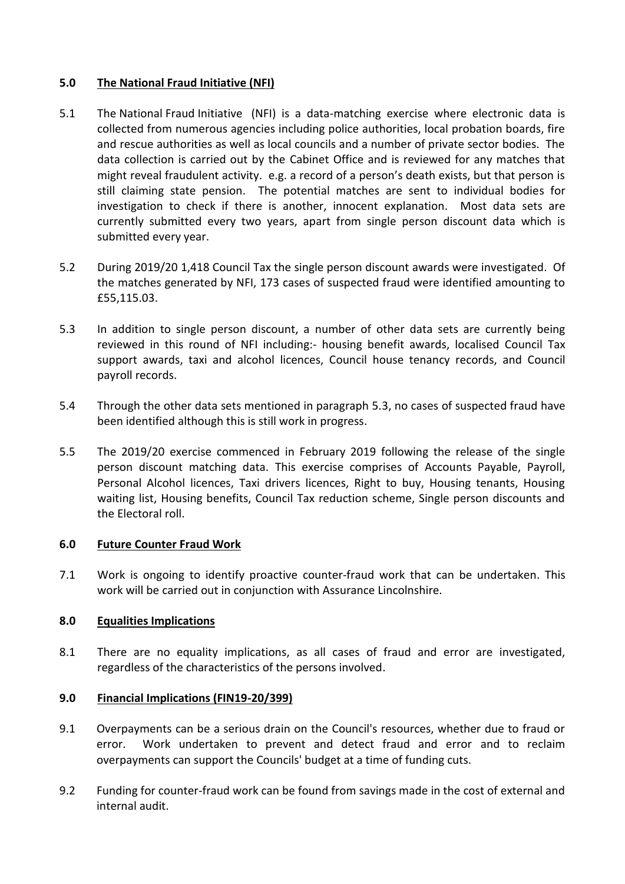## 5.0 The National Fraud Initiative (NFI)

5.1 The National Fraud Initiative (NFI) is a data-matching exercise where electronic data is collected from numerous agencies including police authorities, local probation boards, fire and rescue authorities as well as local councils and a number of private sector bodies. The data collection is carried out by the Cabinet Office and is reviewed for any matches that might reveal fraudulent activity. e.g. a record of a person's death exists, but that person is still claiming state pension. The potential matches are sent to individual bodies for investigation to check if there is another, innocent explanation. Most data sets are currently submitted every two years, apart from single person discount data which is submitted every year.

5.2 During 2019/20 1,418 Council Tax the single person discount awards were investigated. Of the matches generated by NFI, 173 cases of suspected fraud were identified amounting to £55,115.03.

5.3 In addition to single person discount, a number of other data sets are currently being reviewed in this round of NFI including:- housing benefit awards, localised Council Tax support awards, taxi and alcohol licences, Council house tenancy records, and Council payroll records.

5.4 Through the other data sets mentioned in paragraph 5.3, no cases of suspected fraud have been identified although this is still work in progress.

5.5 The 2019/20 exercise commenced in February 2019 following the release of the single person discount matching data. This exercise comprises of Accounts Payable, Payroll, Personal Alcohol licences, Taxi drivers licences, Right to buy, Housing tenants, Housing waiting list, Housing benefits, Council Tax reduction scheme, Single person discounts and the Electoral roll.

## 6.0 Future Counter Fraud Work

7.1 Work is ongoing to identify proactive counter-fraud work that can be undertaken. This work will be carried out in conjunction with Assurance Lincolnshire.

## 8.0 Equalities Implications

8.1 There are no equality implications, as all cases of fraud and error are investigated, regardless of the characteristics of the persons involved.

## 9.0 Financial Implications (FIN19-20/399)

9.1 Overpayments can be a serious drain on the Council's resources, whether due to fraud or error. Work undertaken to prevent and detect fraud and error and to reclaim overpayments can support the Councils' budget at a time of funding cuts.

9.2 Funding for counter-fraud work can be found from savings made in the cost of external and internal audit.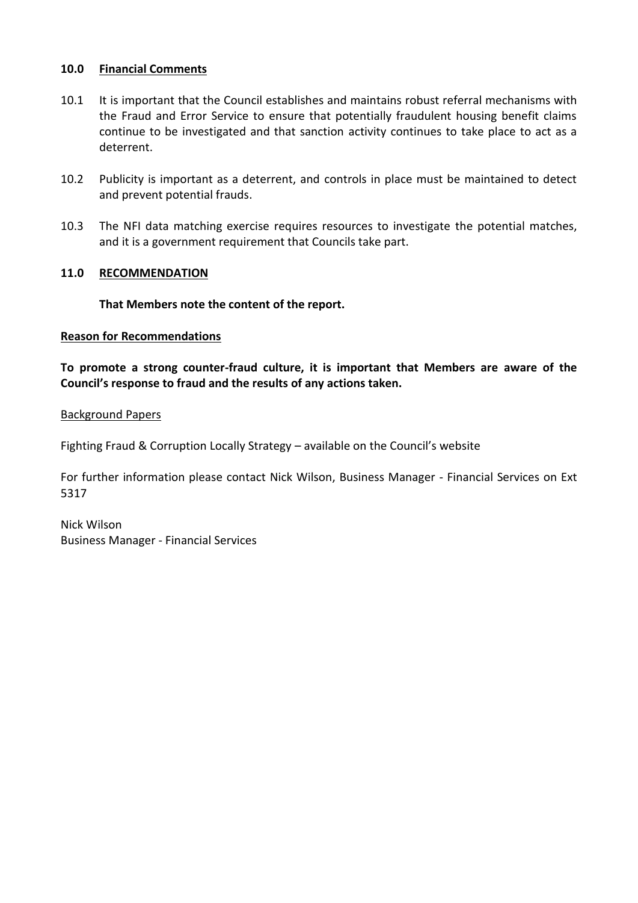## 10.0 Financial Comments

10.1 It is important that the Council establishes and maintains robust referral mechanisms with the Fraud and Error Service to ensure that potentially fraudulent housing benefit claims continue to be investigated and that sanction activity continues to take place to act as a deterrent.

10.2 Publicity is important as a deterrent, and controls in place must be maintained to detect and prevent potential frauds.

10.3 The NFI data matching exercise requires resources to investigate the potential matches, and it is a government requirement that Councils take part.

## 11.0 RECOMMENDATION

**That Members note the content of the report.**

**Reason for Recommendations**

**To promote a strong counter-fraud culture, it is important that Members are aware of the Council's response to fraud and the results of any actions taken.**

Background Papers

Fighting Fraud & Corruption Locally Strategy – available on the Council's website

For further information please contact Nick Wilson, Business Manager - Financial Services on Ext 5317

Nick Wilson
Business Manager - Financial Services